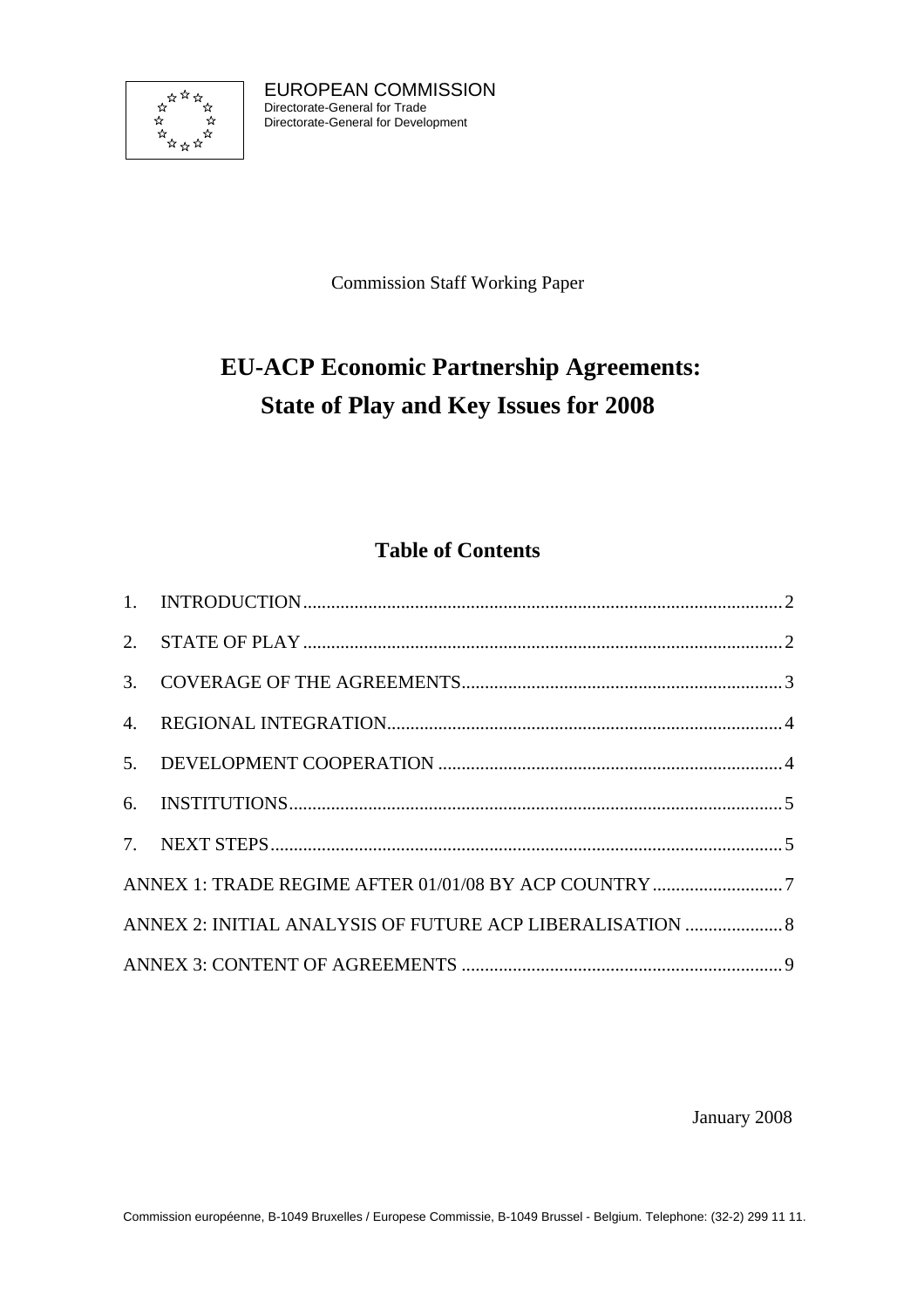EUROPEAN COMMISSION
Directorate-General for Trade
Directorate-General for Development

Commission Staff Working Paper

# EU-ACP Economic Partnership Agreements: State of Play and Key Issues for 2008

## Table of Contents

1. INTRODUCTION.......................................................................................................2
2. STATE OF PLAY.......................................................................................................2
3. COVERAGE OF THE AGREEMENTS.....................................................................3
4. REGIONAL INTEGRATION.....................................................................................4
5. DEVELOPMENT COOPERATION ..........................................................................4
6. INSTITUTIONS..........................................................................................................5
7. NEXT STEPS.............................................................................................................5

ANNEX 1: TRADE REGIME AFTER 01/01/08 BY ACP COUNTRY............................7

ANNEX 2: INITIAL ANALYSIS OF FUTURE ACP LIBERALISATION .....................8

ANNEX 3: CONTENT OF AGREEMENTS .....................................................................9

January 2008

Commission européenne, B-1049 Bruxelles / Europese Commissie, B-1049 Brussel - Belgium. Telephone: (32-2) 299 11 11.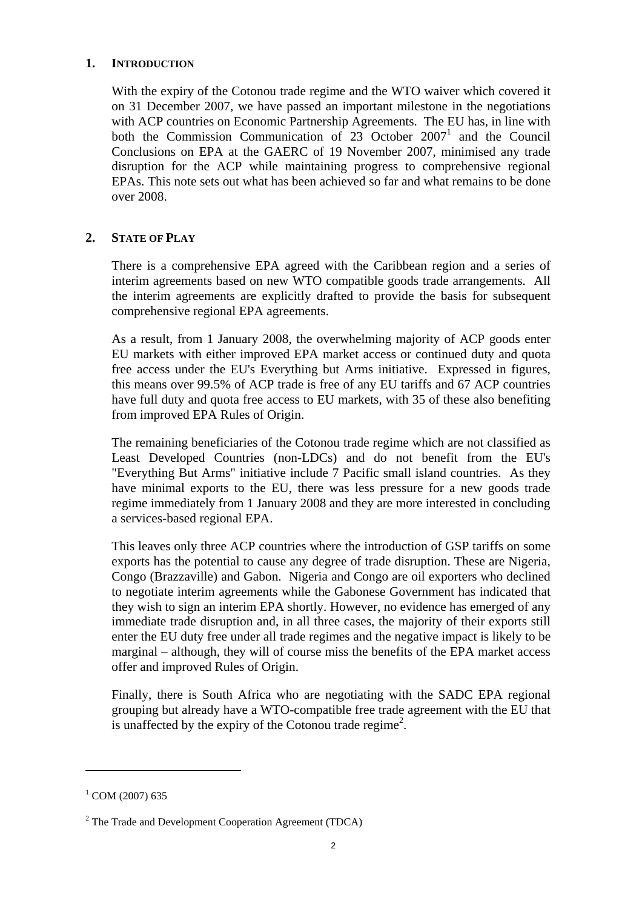## 1. INTRODUCTION

With the expiry of the Cotonou trade regime and the WTO waiver which covered it on 31 December 2007, we have passed an important milestone in the negotiations with ACP countries on Economic Partnership Agreements. The EU has, in line with both the Commission Communication of 23 October 2007[1] and the Council Conclusions on EPA at the GAERC of 19 November 2007, minimised any trade disruption for the ACP while maintaining progress to comprehensive regional EPAs. This note sets out what has been achieved so far and what remains to be done over 2008.

## 2. STATE OF PLAY

There is a comprehensive EPA agreed with the Caribbean region and a series of interim agreements based on new WTO compatible goods trade arrangements. All the interim agreements are explicitly drafted to provide the basis for subsequent comprehensive regional EPA agreements.

As a result, from 1 January 2008, the overwhelming majority of ACP goods enter EU markets with either improved EPA market access or continued duty and quota free access under the EU's Everything but Arms initiative. Expressed in figures, this means over 99.5% of ACP trade is free of any EU tariffs and 67 ACP countries have full duty and quota free access to EU markets, with 35 of these also benefiting from improved EPA Rules of Origin.

The remaining beneficiaries of the Cotonou trade regime which are not classified as Least Developed Countries (non-LDCs) and do not benefit from the EU's "Everything But Arms" initiative include 7 Pacific small island countries. As they have minimal exports to the EU, there was less pressure for a new goods trade regime immediately from 1 January 2008 and they are more interested in concluding a services-based regional EPA.

This leaves only three ACP countries where the introduction of GSP tariffs on some exports has the potential to cause any degree of trade disruption. These are Nigeria, Congo (Brazzaville) and Gabon. Nigeria and Congo are oil exporters who declined to negotiate interim agreements while the Gabonese Government has indicated that they wish to sign an interim EPA shortly. However, no evidence has emerged of any immediate trade disruption and, in all three cases, the majority of their exports still enter the EU duty free under all trade regimes and the negative impact is likely to be marginal – although, they will of course miss the benefits of the EPA market access offer and improved Rules of Origin.

Finally, there is South Africa who are negotiating with the SADC EPA regional grouping but already have a WTO-compatible free trade agreement with the EU that is unaffected by the expiry of the Cotonou trade regime[2].

---

[1] COM (2007) 635

[2] The Trade and Development Cooperation Agreement (TDCA)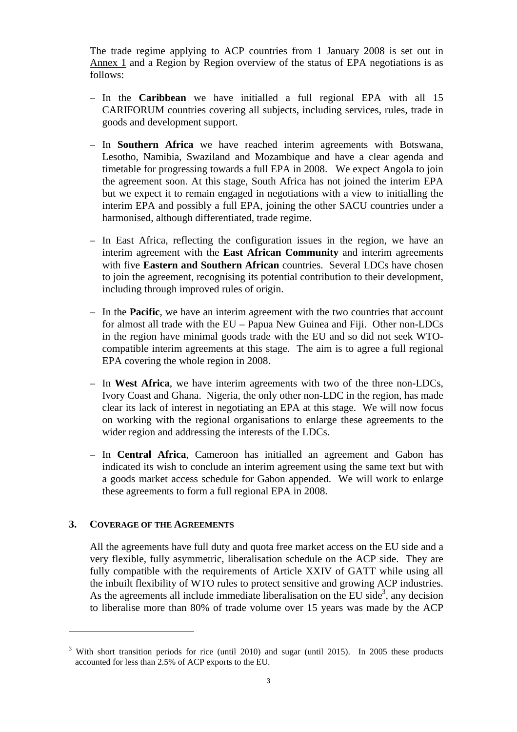The trade regime applying to ACP countries from 1 January 2008 is set out in Annex 1 and a Region by Region overview of the status of EPA negotiations is as follows:

- In the **Caribbean** we have initialled a full regional EPA with all 15 CARIFORUM countries covering all subjects, including services, rules, trade in goods and development support.
- In **Southern Africa** we have reached interim agreements with Botswana, Lesotho, Namibia, Swaziland and Mozambique and have a clear agenda and timetable for progressing towards a full EPA in 2008. We expect Angola to join the agreement soon. At this stage, South Africa has not joined the interim EPA but we expect it to remain engaged in negotiations with a view to initialling the interim EPA and possibly a full EPA, joining the other SACU countries under a harmonised, although differentiated, trade regime.
- In East Africa, reflecting the configuration issues in the region, we have an interim agreement with the **East African Community** and interim agreements with five **Eastern and Southern African** countries. Several LDCs have chosen to join the agreement, recognising its potential contribution to their development, including through improved rules of origin.
- In the **Pacific**, we have an interim agreement with the two countries that account for almost all trade with the EU – Papua New Guinea and Fiji. Other non-LDCs in the region have minimal goods trade with the EU and so did not seek WTO-compatible interim agreements at this stage. The aim is to agree a full regional EPA covering the whole region in 2008.
- In **West Africa**, we have interim agreements with two of the three non-LDCs, Ivory Coast and Ghana. Nigeria, the only other non-LDC in the region, has made clear its lack of interest in negotiating an EPA at this stage. We will now focus on working with the regional organisations to enlarge these agreements to the wider region and addressing the interests of the LDCs.
- In **Central Africa**, Cameroon has initialled an agreement and Gabon has indicated its wish to conclude an interim agreement using the same text but with a goods market access schedule for Gabon appended. We will work to enlarge these agreements to form a full regional EPA in 2008.

## 3. COVERAGE OF THE AGREEMENTS

All the agreements have full duty and quota free market access on the EU side and a very flexible, fully asymmetric, liberalisation schedule on the ACP side. They are fully compatible with the requirements of Article XXIV of GATT while using all the inbuilt flexibility of WTO rules to protect sensitive and growing ACP industries. As the agreements all include immediate liberalisation on the EU side[3], any decision to liberalise more than 80% of trade volume over 15 years was made by the ACP

[3] With short transition periods for rice (until 2010) and sugar (until 2015). In 2005 these products accounted for less than 2.5% of ACP exports to the EU.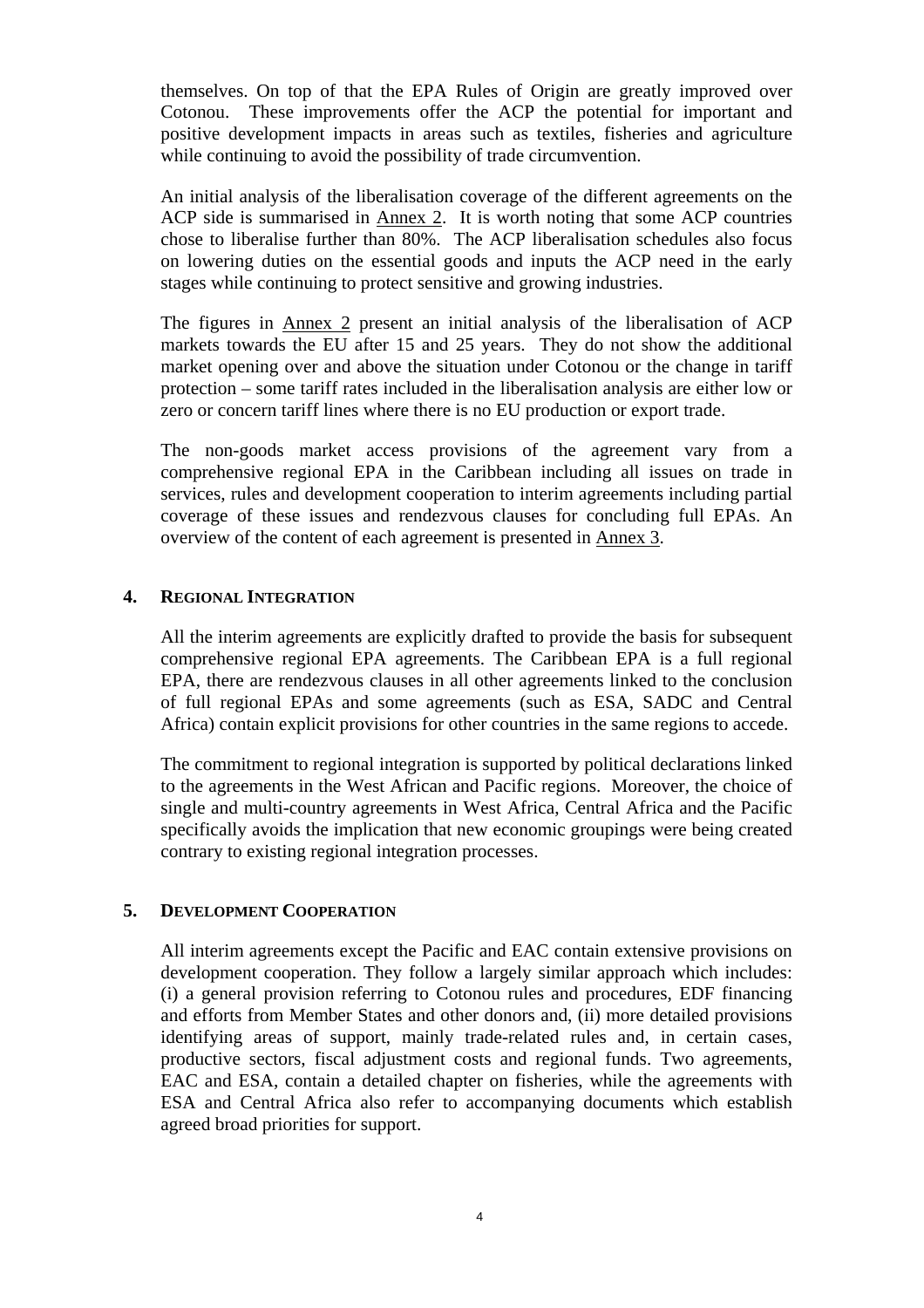themselves. On top of that the EPA Rules of Origin are greatly improved over Cotonou. These improvements offer the ACP the potential for important and positive development impacts in areas such as textiles, fisheries and agriculture while continuing to avoid the possibility of trade circumvention.

An initial analysis of the liberalisation coverage of the different agreements on the ACP side is summarised in Annex 2. It is worth noting that some ACP countries chose to liberalise further than 80%. The ACP liberalisation schedules also focus on lowering duties on the essential goods and inputs the ACP need in the early stages while continuing to protect sensitive and growing industries.

The figures in Annex 2 present an initial analysis of the liberalisation of ACP markets towards the EU after 15 and 25 years. They do not show the additional market opening over and above the situation under Cotonou or the change in tariff protection – some tariff rates included in the liberalisation analysis are either low or zero or concern tariff lines where there is no EU production or export trade.

The non-goods market access provisions of the agreement vary from a comprehensive regional EPA in the Caribbean including all issues on trade in services, rules and development cooperation to interim agreements including partial coverage of these issues and rendezvous clauses for concluding full EPAs. An overview of the content of each agreement is presented in Annex 3.

## 4. Regional Integration

All the interim agreements are explicitly drafted to provide the basis for subsequent comprehensive regional EPA agreements. The Caribbean EPA is a full regional EPA, there are rendezvous clauses in all other agreements linked to the conclusion of full regional EPAs and some agreements (such as ESA, SADC and Central Africa) contain explicit provisions for other countries in the same regions to accede.

The commitment to regional integration is supported by political declarations linked to the agreements in the West African and Pacific regions. Moreover, the choice of single and multi-country agreements in West Africa, Central Africa and the Pacific specifically avoids the implication that new economic groupings were being created contrary to existing regional integration processes.

## 5. Development Cooperation

All interim agreements except the Pacific and EAC contain extensive provisions on development cooperation. They follow a largely similar approach which includes: (i) a general provision referring to Cotonou rules and procedures, EDF financing and efforts from Member States and other donors and, (ii) more detailed provisions identifying areas of support, mainly trade-related rules and, in certain cases, productive sectors, fiscal adjustment costs and regional funds. Two agreements, EAC and ESA, contain a detailed chapter on fisheries, while the agreements with ESA and Central Africa also refer to accompanying documents which establish agreed broad priorities for support.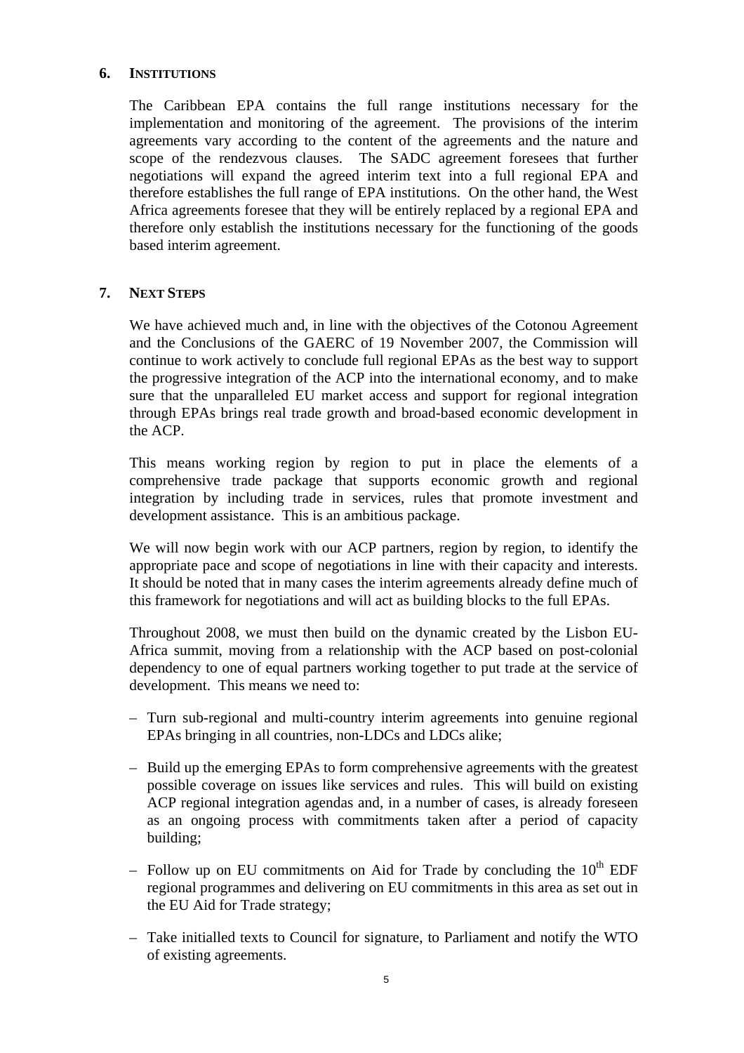## 6. INSTITUTIONS

The Caribbean EPA contains the full range institutions necessary for the implementation and monitoring of the agreement. The provisions of the interim agreements vary according to the content of the agreements and the nature and scope of the rendezvous clauses. The SADC agreement foresees that further negotiations will expand the agreed interim text into a full regional EPA and therefore establishes the full range of EPA institutions. On the other hand, the West Africa agreements foresee that they will be entirely replaced by a regional EPA and therefore only establish the institutions necessary for the functioning of the goods based interim agreement.

## 7. NEXT STEPS

We have achieved much and, in line with the objectives of the Cotonou Agreement and the Conclusions of the GAERC of 19 November 2007, the Commission will continue to work actively to conclude full regional EPAs as the best way to support the progressive integration of the ACP into the international economy, and to make sure that the unparalleled EU market access and support for regional integration through EPAs brings real trade growth and broad-based economic development in the ACP.

This means working region by region to put in place the elements of a comprehensive trade package that supports economic growth and regional integration by including trade in services, rules that promote investment and development assistance. This is an ambitious package.

We will now begin work with our ACP partners, region by region, to identify the appropriate pace and scope of negotiations in line with their capacity and interests. It should be noted that in many cases the interim agreements already define much of this framework for negotiations and will act as building blocks to the full EPAs.

Throughout 2008, we must then build on the dynamic created by the Lisbon EU-Africa summit, moving from a relationship with the ACP based on post-colonial dependency to one of equal partners working together to put trade at the service of development. This means we need to:

– Turn sub-regional and multi-country interim agreements into genuine regional EPAs bringing in all countries, non-LDCs and LDCs alike;

– Build up the emerging EPAs to form comprehensive agreements with the greatest possible coverage on issues like services and rules. This will build on existing ACP regional integration agendas and, in a number of cases, is already foreseen as an ongoing process with commitments taken after a period of capacity building;

– Follow up on EU commitments on Aid for Trade by concluding the 10th EDF regional programmes and delivering on EU commitments in this area as set out in the EU Aid for Trade strategy;

– Take initialled texts to Council for signature, to Parliament and notify the WTO of existing agreements.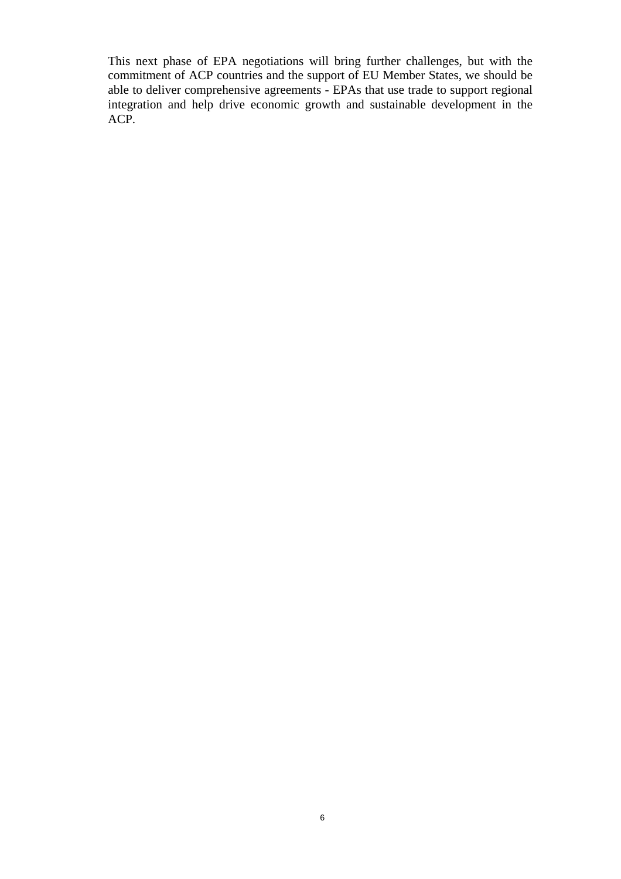This next phase of EPA negotiations will bring further challenges, but with the commitment of ACP countries and the support of EU Member States, we should be able to deliver comprehensive agreements - EPAs that use trade to support regional integration and help drive economic growth and sustainable development in the ACP.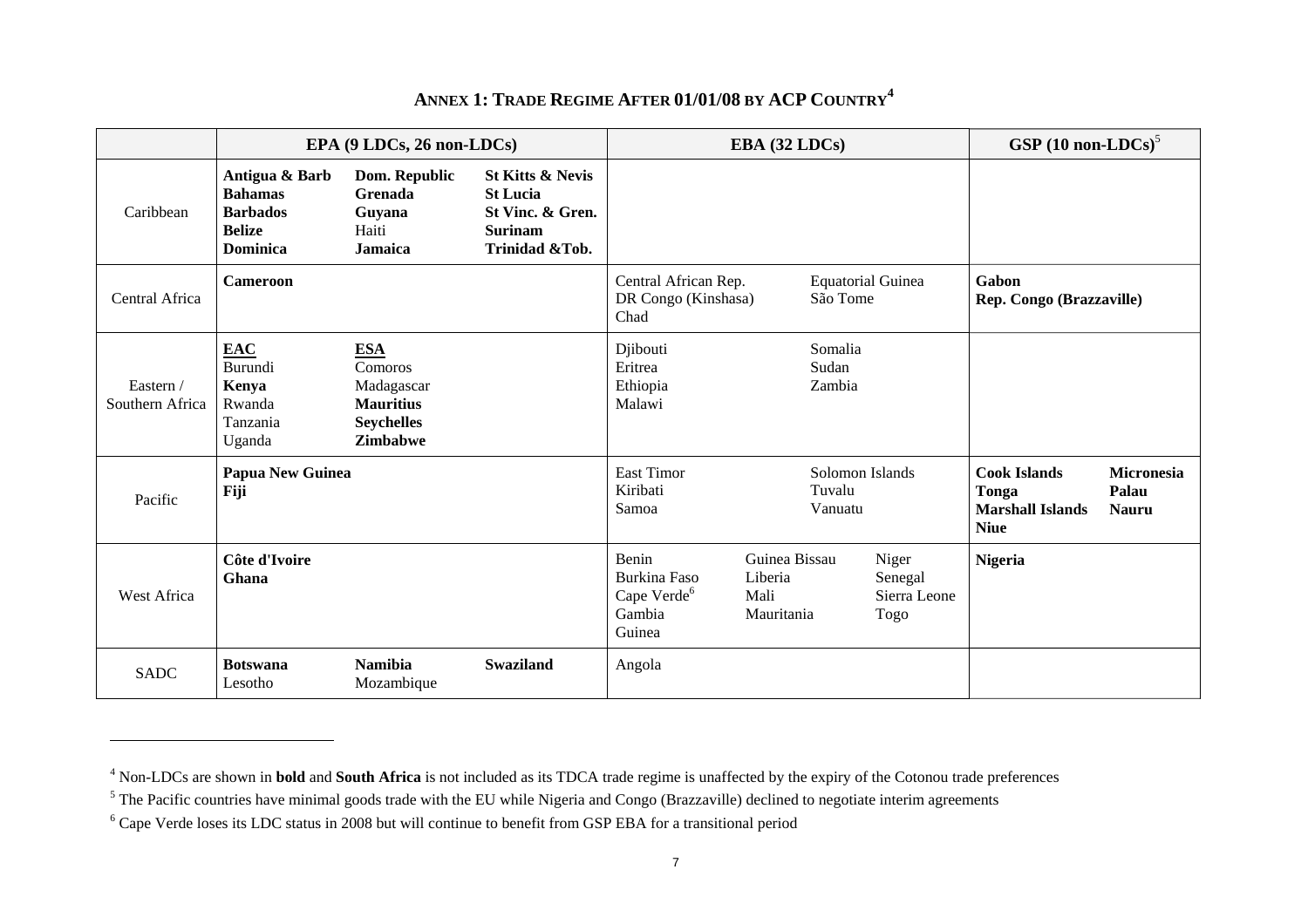## ANNEX 1: TRADE REGIME AFTER 01/01/08 BY ACP COUNTRY[4]

| | EPA (9 LDCs, 26 non-LDCs) | EBA (32 LDCs) | GSP (10 non-LDCs)[5] |
|---|---|---|---|
| Caribbean | **Antigua & Barb**, **Bahamas**, **Barbados**, **Belize**, **Dominica**, **Dom. Republic**, **Grenada**, **Guyana**, Haiti, **Jamaica**, **St Kitts & Nevis**, **St Lucia**, **St Vinc. & Gren.**, **Surinam**, **Trinidad &Tob.** | | |
| Central Africa | **Cameroon** | Central African Rep., DR Congo (Kinshasa), Chad, Equatorial Guinea, São Tome | **Gabon**, **Rep. Congo (Brazzaville)** |
| Eastern / Southern Africa | **EAC**: Burundi, **Kenya**, Rwanda, Tanzania, Uganda; **ESA**: Comoros, Madagascar, **Mauritius**, **Seychelles**, **Zimbabwe** | Djibouti, Eritrea, Ethiopia, Malawi, Somalia, Sudan, Zambia | |
| Pacific | **Papua New Guinea**, **Fiji** | East Timor, Kiribati, Samoa, Solomon Islands, Tuvalu, Vanuatu | **Cook Islands**, **Tonga**, **Marshall Islands**, **Niue**, **Micronesia**, **Palau**, **Nauru** |
| West Africa | **Côte d'Ivoire**, **Ghana** | Benin, Burkina Faso, Cape Verde[6], Gambia, Guinea, Guinea Bissau, Liberia, Mali, Mauritania, Niger, Senegal, Sierra Leone, Togo | **Nigeria** |
| SADC | **Botswana**, Lesotho, **Namibia**, Mozambique, **Swaziland** | Angola | |

[4] Non-LDCs are shown in **bold** and **South Africa** is not included as its TDCA trade regime is unaffected by the expiry of the Cotonou trade preferences

[5] The Pacific countries have minimal goods trade with the EU while Nigeria and Congo (Brazzaville) declined to negotiate interim agreements

[6] Cape Verde loses its LDC status in 2008 but will continue to benefit from GSP EBA for a transitional period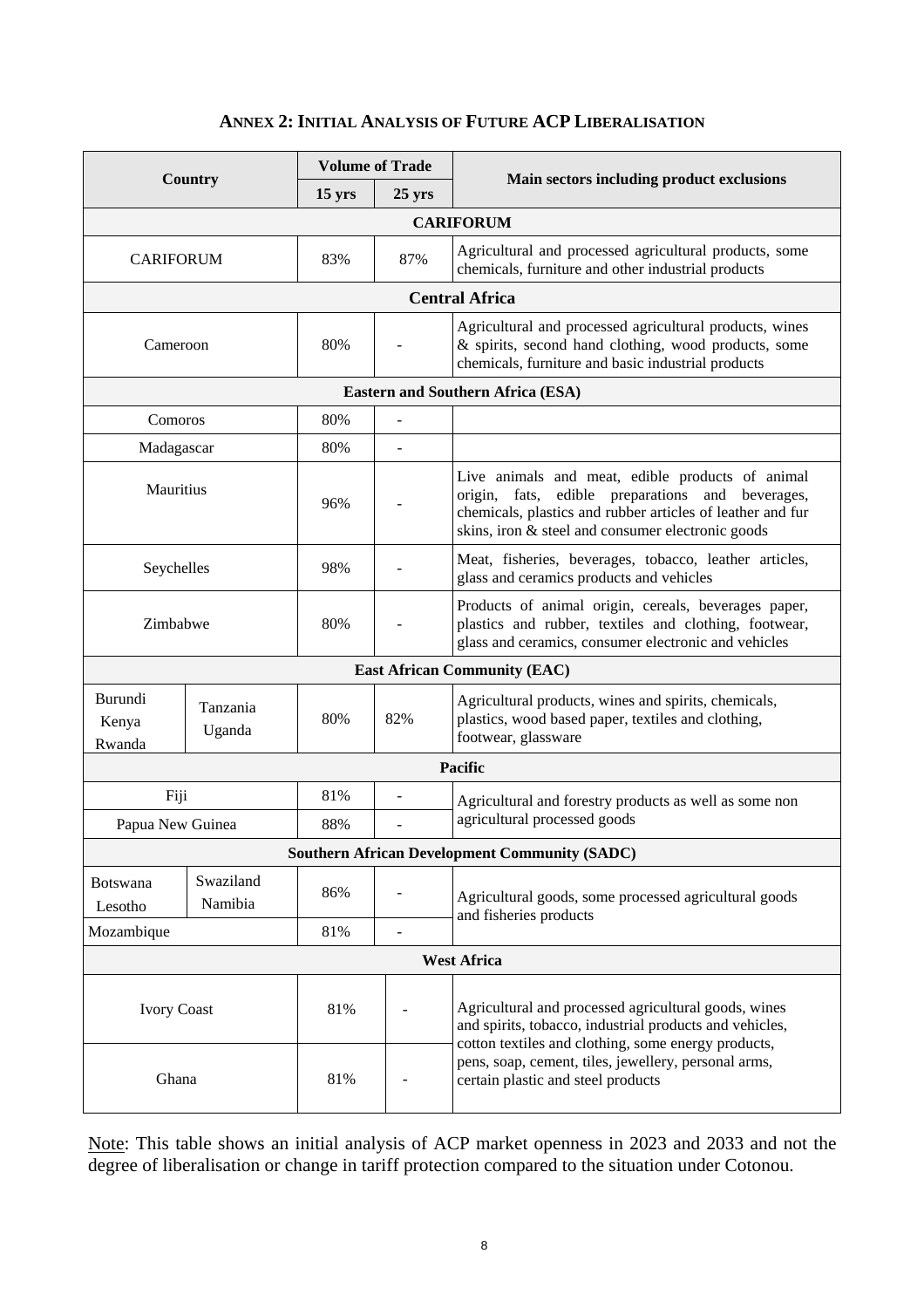## ANNEX 2: INITIAL ANALYSIS OF FUTURE ACP LIBERALISATION

| Country | Volume of Trade | | Main sectors including product exclusions |
|---|---|---|---|
| | 15 yrs | 25 yrs | |
| **CARIFORUM** | | | |
| CARIFORUM | 83% | 87% | Agricultural and processed agricultural products, some chemicals, furniture and other industrial products |
| **Central Africa** | | | |
| Cameroon | 80% | - | Agricultural and processed agricultural products, wines & spirits, second hand clothing, wood products, some chemicals, furniture and basic industrial products |
| **Eastern and Southern Africa (ESA)** | | | |
| Comoros | 80% | - | |
| Madagascar | 80% | - | |
| Mauritius | 96% | - | Live animals and meat, edible products of animal origin, fats, edible preparations and beverages, chemicals, plastics and rubber articles of leather and fur skins, iron & steel and consumer electronic goods |
| Seychelles | 98% | - | Meat, fisheries, beverages, tobacco, leather articles, glass and ceramics products and vehicles |
| Zimbabwe | 80% | - | Products of animal origin, cereals, beverages paper, plastics and rubber, textiles and clothing, footwear, glass and ceramics, consumer electronic and vehicles |
| **East African Community (EAC)** | | | |
| Burundi, Kenya, Rwanda, Tanzania, Uganda | 80% | 82% | Agricultural products, wines and spirits, chemicals, plastics, wood based paper, textiles and clothing, footwear, glassware |
| **Pacific** | | | |
| Fiji | 81% | - | Agricultural and forestry products as well as some non agricultural processed goods |
| Papua New Guinea | 88% | - | Agricultural and forestry products as well as some non agricultural processed goods |
| **Southern African Development Community (SADC)** | | | |
| Botswana, Lesotho, Swaziland, Namibia | 86% | - | Agricultural goods, some processed agricultural goods and fisheries products |
| Mozambique | 81% | - | Agricultural goods, some processed agricultural goods and fisheries products |
| **West Africa** | | | |
| Ivory Coast | 81% | - | Agricultural and processed agricultural goods, wines and spirits, tobacco, industrial products and vehicles, cotton textiles and clothing, some energy products, pens, soap, cement, tiles, jewellery, personal arms, certain plastic and steel products |
| Ghana | 81% | - | Agricultural and processed agricultural goods, wines and spirits, tobacco, industrial products and vehicles, cotton textiles and clothing, some energy products, pens, soap, cement, tiles, jewellery, personal arms, certain plastic and steel products |

Note: This table shows an initial analysis of ACP market openness in 2023 and 2033 and not the degree of liberalisation or change in tariff protection compared to the situation under Cotonou.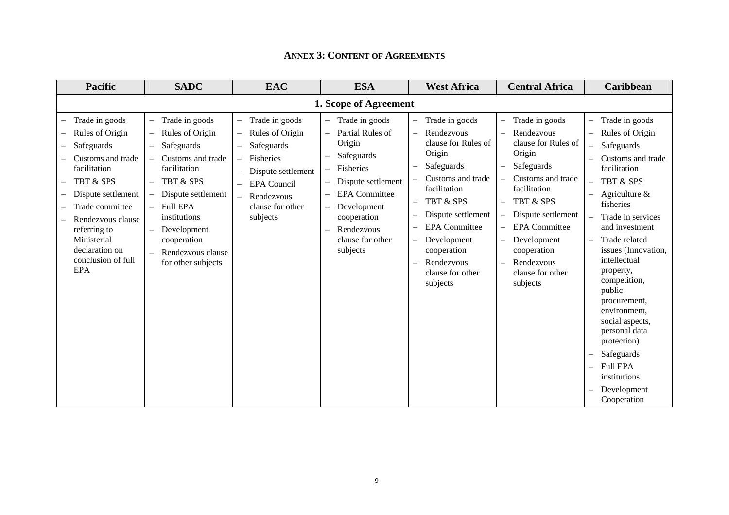## ANNEX 3: CONTENT OF AGREEMENTS

| Pacific | SADC | EAC | ESA | West Africa | Central Africa | Caribbean |
|---|---|---|---|---|---|---|
| **1. Scope of Agreement** | | | | | | |
| – Trade in goods<br>– Rules of Origin<br>– Safeguards<br>– Customs and trade facilitation<br>– TBT & SPS<br>– Dispute settlement<br>– Trade committee<br>– Rendezvous clause referring to Ministerial declaration on conclusion of full EPA | – Trade in goods<br>– Rules of Origin<br>– Safeguards<br>– Customs and trade facilitation<br>– TBT & SPS<br>– Dispute settlement<br>– Full EPA institutions<br>– Development cooperation<br>– Rendezvous clause for other subjects | – Trade in goods<br>– Rules of Origin<br>– Safeguards<br>– Fisheries<br>– Dispute settlement<br>– EPA Council<br>– Rendezvous clause for other subjects | – Trade in goods<br>– Partial Rules of Origin<br>– Safeguards<br>– Fisheries<br>– Dispute settlement<br>– EPA Committee<br>– Development cooperation<br>– Rendezvous clause for other subjects | – Trade in goods<br>– Rendezvous clause for Rules of Origin<br>– Safeguards<br>– Customs and trade facilitation<br>– TBT & SPS<br>– Dispute settlement<br>– EPA Committee<br>– Development cooperation<br>– Rendezvous clause for other subjects | – Trade in goods<br>– Rendezvous clause for Rules of Origin<br>– Safeguards<br>– Customs and trade facilitation<br>– TBT & SPS<br>– Dispute settlement<br>– EPA Committee<br>– Development cooperation<br>– Rendezvous clause for other subjects | – Trade in goods<br>– Rules of Origin<br>– Safeguards<br>– Customs and trade facilitation<br>– TBT & SPS<br>– Agriculture & fisheries<br>– Trade in services and investment<br>– Trade related issues (Innovation, intellectual property, competition, public procurement, environment, social aspects, personal data protection)<br>– Safeguards<br>– Full EPA institutions<br>– Development Cooperation |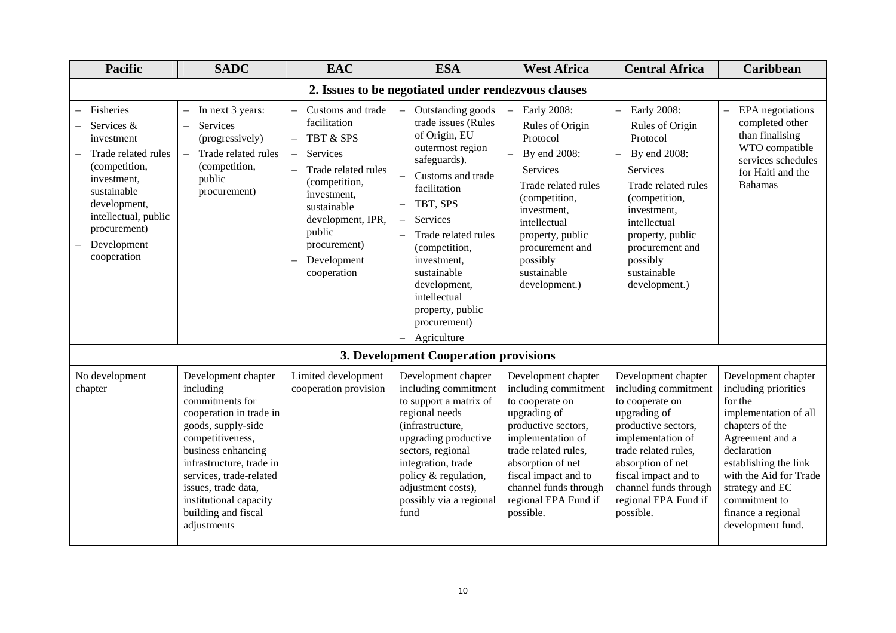| Pacific | SADC | EAC | ESA | West Africa | Central Africa | Caribbean |
|---|---|---|---|---|---|---|
| **2. Issues to be negotiated under rendezvous clauses** | | | | | | |
| – Fisheries<br>– Services & investment<br>– Trade related rules (competition, investment, sustainable development, intellectual, public procurement)<br>– Development cooperation | – In next 3 years:<br>– Services (progressively)<br>– Trade related rules (competition, public procurement) | – Customs and trade facilitation<br>– TBT & SPS<br>– Services<br>– Trade related rules (competition, investment, sustainable development, IPR, public procurement)<br>– Development cooperation | – Outstanding goods trade issues (Rules of Origin, EU outermost region safeguards).<br>– Customs and trade facilitation<br>– TBT, SPS<br>– Services<br>– Trade related rules (competition, investment, sustainable development, intellectual property, public procurement)<br>– Agriculture | – Early 2008: Rules of Origin Protocol<br>– By end 2008: Services Trade related rules (competition, investment, intellectual property, public procurement and possibly sustainable development.) | – Early 2008: Rules of Origin Protocol<br>– By end 2008: Services Trade related rules (competition, investment, intellectual property, public procurement and possibly sustainable development.) | – EPA negotiations completed other than finalising WTO compatible services schedules for Haiti and the Bahamas |
| **3. Development Cooperation provisions** | | | | | | |
| No development chapter | Development chapter including commitments for cooperation in trade in goods, supply-side competitiveness, business enhancing infrastructure, trade in services, trade-related issues, trade data, institutional capacity building and fiscal adjustments | Limited development cooperation provision | Development chapter including commitment to support a matrix of regional needs (infrastructure, upgrading productive sectors, regional integration, trade policy & regulation, adjustment costs), possibly via a regional fund | Development chapter including commitment to cooperate on upgrading of productive sectors, implementation of trade related rules, absorption of net fiscal impact and to channel funds through regional EPA Fund if possible. | Development chapter including commitment to cooperate on upgrading of productive sectors, implementation of trade related rules, absorption of net fiscal impact and to channel funds through regional EPA Fund if possible. | Development chapter including priorities for the implementation of all chapters of the Agreement and a declaration establishing the link with the Aid for Trade strategy and EC commitment to finance a regional development fund. |